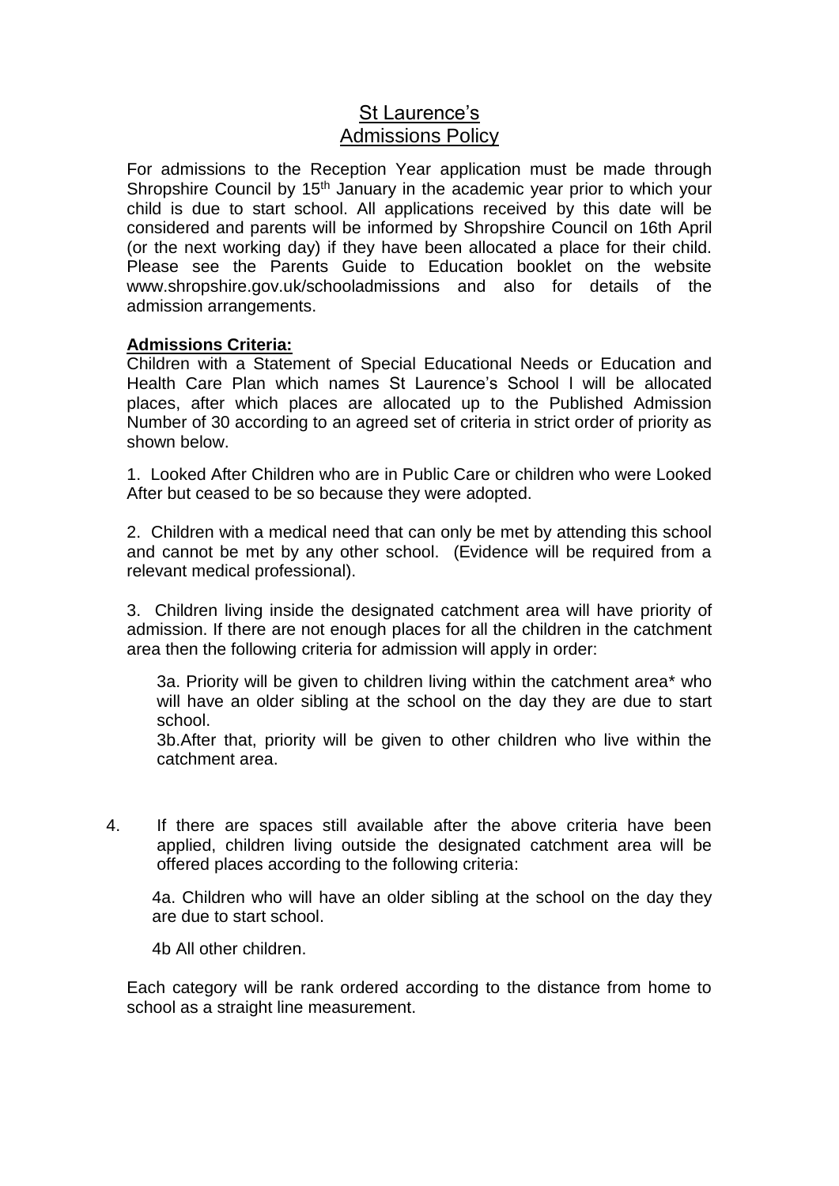# St Laurence's
# Admissions Policy

For admissions to the Reception Year application must be made through Shropshire Council by 15th January in the academic year prior to which your child is due to start school. All applications received by this date will be considered and parents will be informed by Shropshire Council on 16th April (or the next working day) if they have been allocated a place for their child. Please see the Parents Guide to Education booklet on the website www.shropshire.gov.uk/schooladmissions and also for details of the admission arrangements.

**Admissions Criteria:**

Children with a Statement of Special Educational Needs or Education and Health Care Plan which names St Laurence's School l will be allocated places, after which places are allocated up to the Published Admission Number of 30 according to an agreed set of criteria in strict order of priority as shown below.

1. Looked After Children who are in Public Care or children who were Looked After but ceased to be so because they were adopted.

2. Children with a medical need that can only be met by attending this school and cannot be met by any other school. (Evidence will be required from a relevant medical professional).

3. Children living inside the designated catchment area will have priority of admission. If there are not enough places for all the children in the catchment area then the following criteria for admission will apply in order:

   3a. Priority will be given to children living within the catchment area* who will have an older sibling at the school on the day they are due to start school.

   3b.After that, priority will be given to other children who live within the catchment area.

4. If there are spaces still available after the above criteria have been applied, children living outside the designated catchment area will be offered places according to the following criteria:

   4a. Children who will have an older sibling at the school on the day they are due to start school.

   4b All other children.

Each category will be rank ordered according to the distance from home to school as a straight line measurement.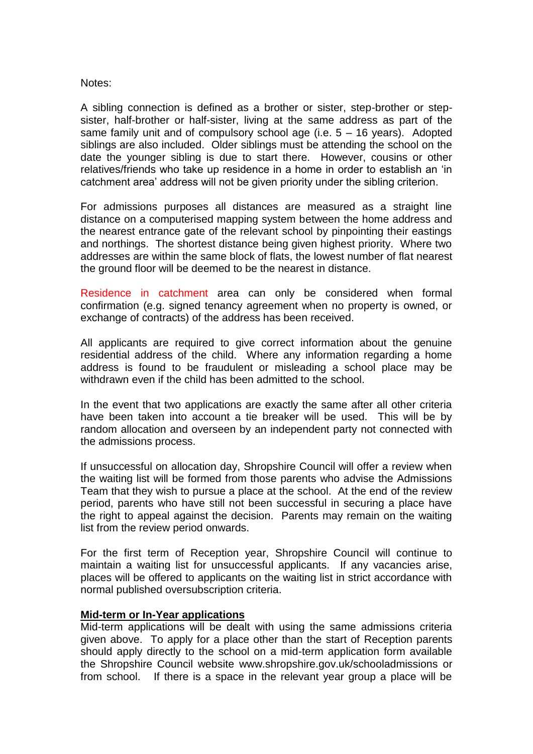Notes:

A sibling connection is defined as a brother or sister, step-brother or step-sister, half-brother or half-sister, living at the same address as part of the same family unit and of compulsory school age (i.e. 5 – 16 years). Adopted siblings are also included. Older siblings must be attending the school on the date the younger sibling is due to start there. However, cousins or other relatives/friends who take up residence in a home in order to establish an 'in catchment area' address will not be given priority under the sibling criterion.

For admissions purposes all distances are measured as a straight line distance on a computerised mapping system between the home address and the nearest entrance gate of the relevant school by pinpointing their eastings and northings. The shortest distance being given highest priority. Where two addresses are within the same block of flats, the lowest number of flat nearest the ground floor will be deemed to be the nearest in distance.

Residence in catchment area can only be considered when formal confirmation (e.g. signed tenancy agreement when no property is owned, or exchange of contracts) of the address has been received.

All applicants are required to give correct information about the genuine residential address of the child. Where any information regarding a home address is found to be fraudulent or misleading a school place may be withdrawn even if the child has been admitted to the school.

In the event that two applications are exactly the same after all other criteria have been taken into account a tie breaker will be used. This will be by random allocation and overseen by an independent party not connected with the admissions process.

If unsuccessful on allocation day, Shropshire Council will offer a review when the waiting list will be formed from those parents who advise the Admissions Team that they wish to pursue a place at the school. At the end of the review period, parents who have still not been successful in securing a place have the right to appeal against the decision. Parents may remain on the waiting list from the review period onwards.

For the first term of Reception year, Shropshire Council will continue to maintain a waiting list for unsuccessful applicants. If any vacancies arise, places will be offered to applicants on the waiting list in strict accordance with normal published oversubscription criteria.

**Mid-term or In-Year applications**

Mid-term applications will be dealt with using the same admissions criteria given above. To apply for a place other than the start of Reception parents should apply directly to the school on a mid-term application form available the Shropshire Council website www.shropshire.gov.uk/schooladmissions or from school. If there is a space in the relevant year group a place will be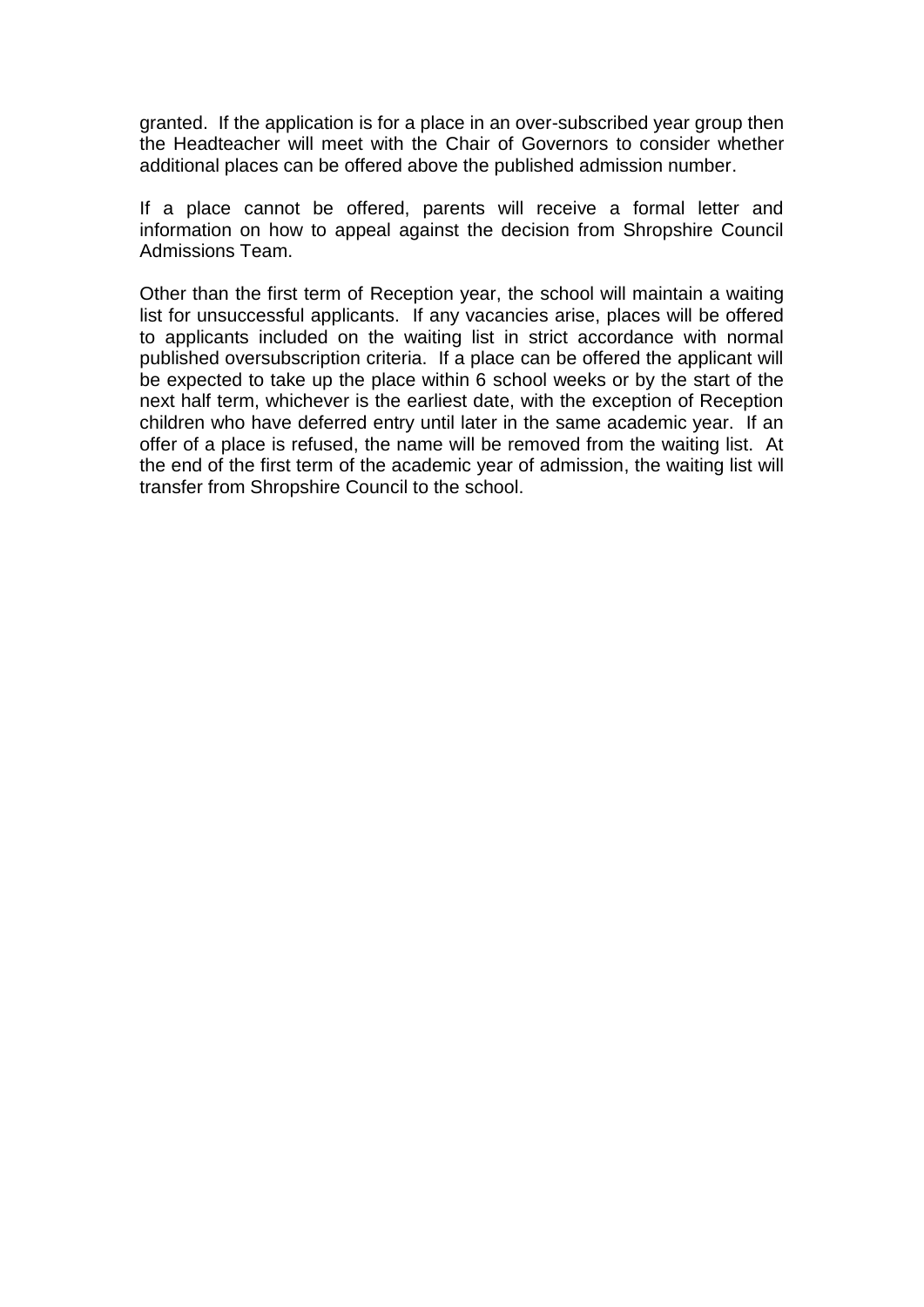granted. If the application is for a place in an over-subscribed year group then the Headteacher will meet with the Chair of Governors to consider whether additional places can be offered above the published admission number.

If a place cannot be offered, parents will receive a formal letter and information on how to appeal against the decision from Shropshire Council Admissions Team.

Other than the first term of Reception year, the school will maintain a waiting list for unsuccessful applicants. If any vacancies arise, places will be offered to applicants included on the waiting list in strict accordance with normal published oversubscription criteria. If a place can be offered the applicant will be expected to take up the place within 6 school weeks or by the start of the next half term, whichever is the earliest date, with the exception of Reception children who have deferred entry until later in the same academic year. If an offer of a place is refused, the name will be removed from the waiting list. At the end of the first term of the academic year of admission, the waiting list will transfer from Shropshire Council to the school.